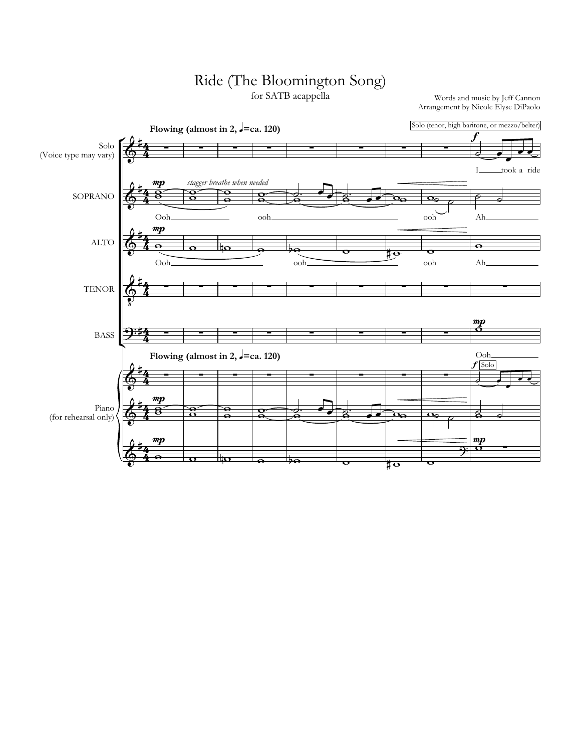# Ride (The Bloomington Song)

for SATB acappella

Words and music by Jeff Cannon
Arrangement by Nicole Elyse DiPaolo

**Flowing (almost in 2, ♩=ca. 120)**

Solo (tenor, high baritone, or mezzo/belter)

Solo (Voice type may vary)

SOPRANO

ALTO

TENOR

BASS

Piano (for rehearsal only)

*stagger breathe when needed*

I took a ride

Ooh ooh ooh Ah

Ooh ooh ooh Ah

Ooh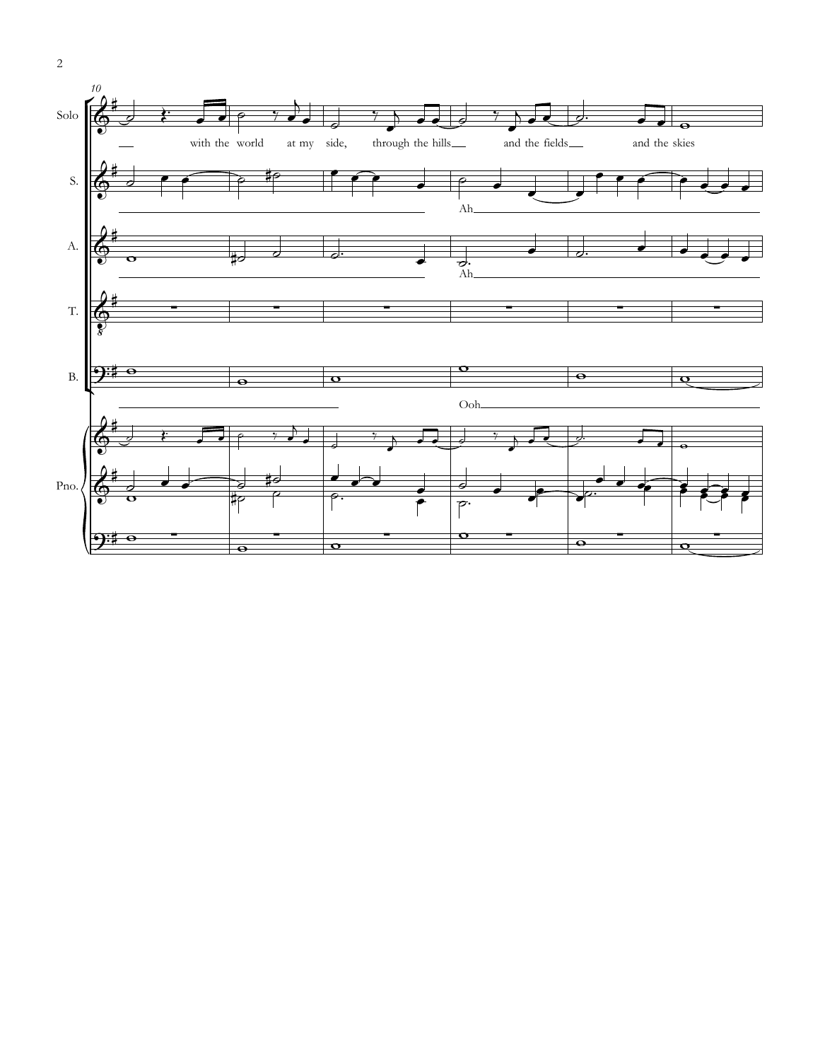10

Solo: with the world at my side, through the hills and the fields and the skies

S.: Ah

A.: Ah

T.

B.: Ooh

Pno.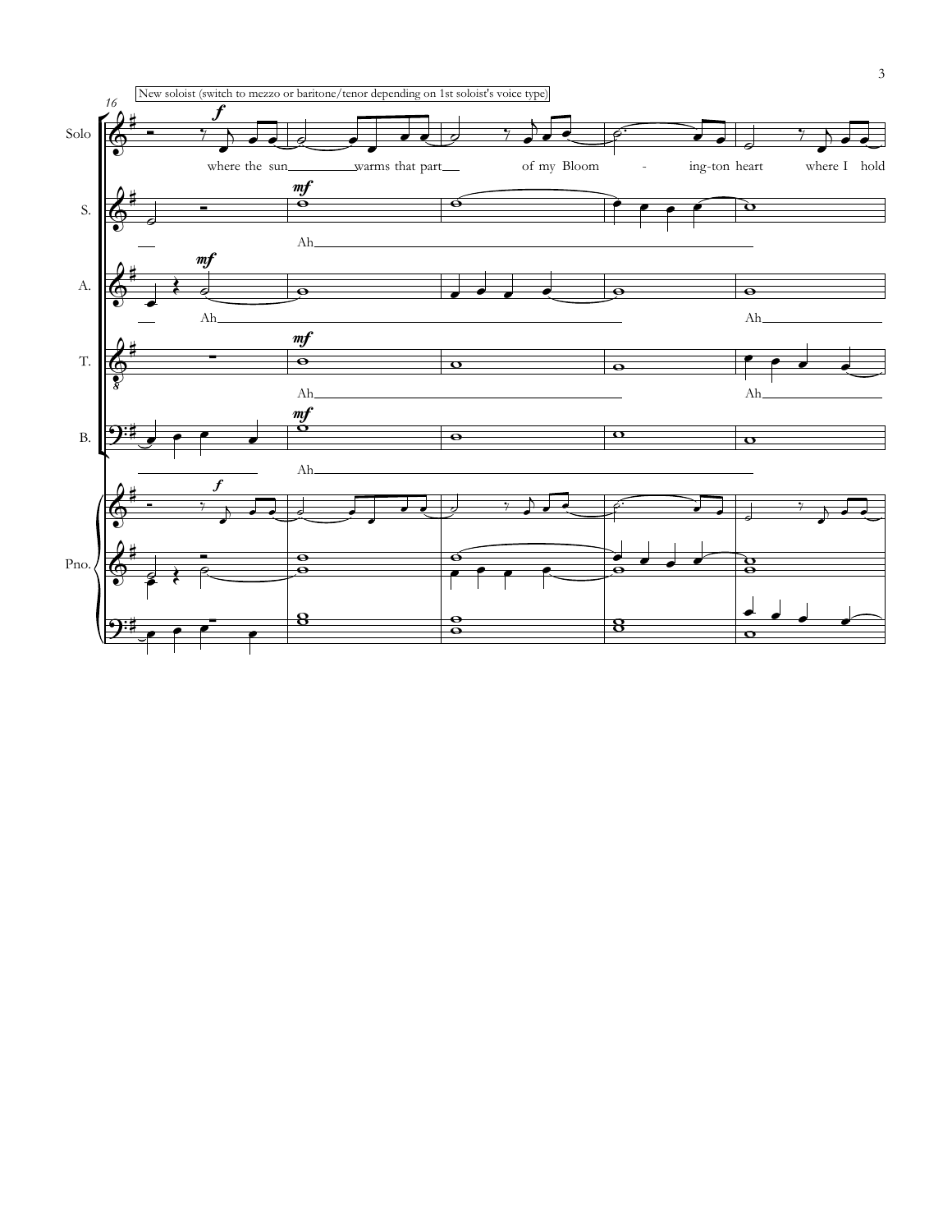New soloist (switch to mezzo or baritone/tenor depending on 1st soloist's voice type)

Solo: where the sun warms that part of my Bloom - ing-ton heart where I hold

S.: Ah

A.: Ah Ah

T.: Ah Ah

B.: Ah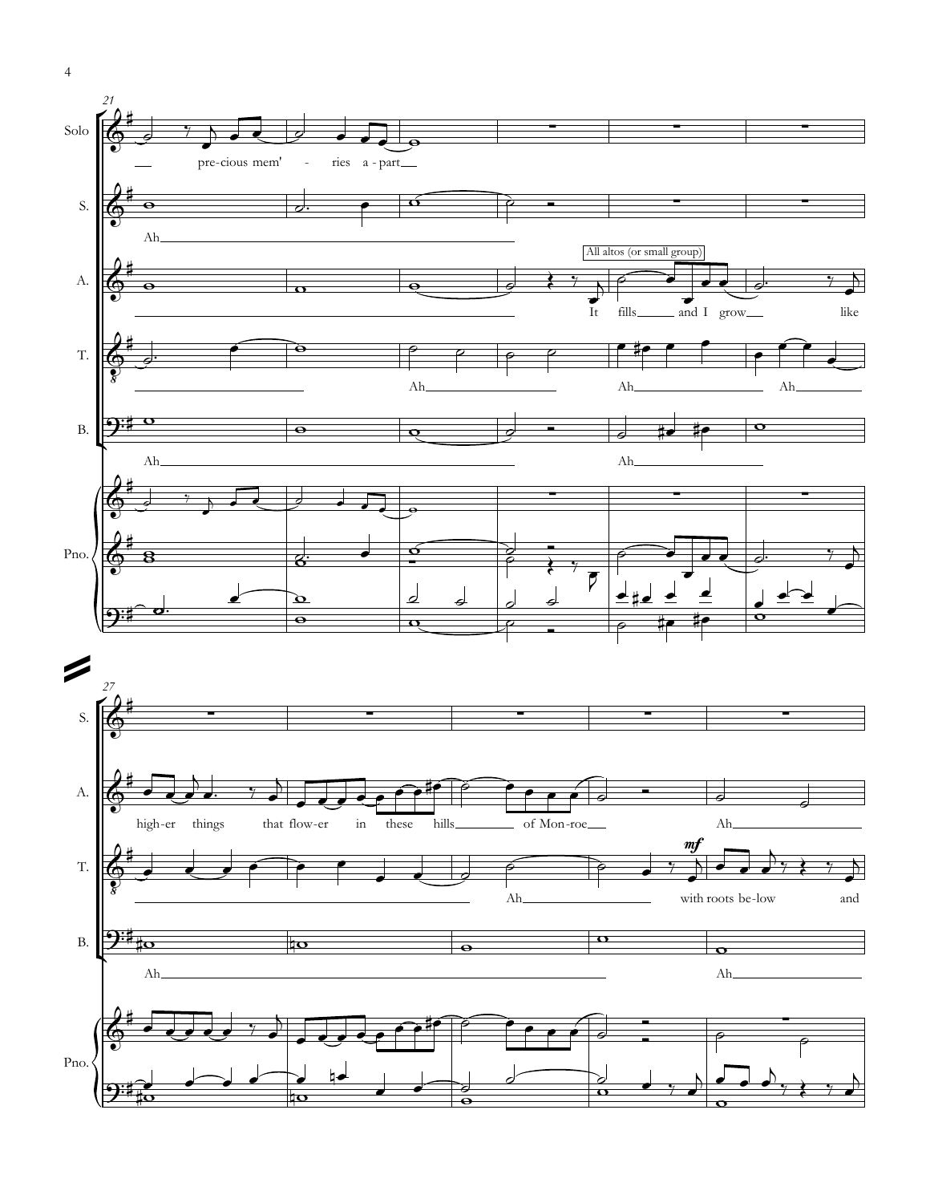21

Solo: pre-cious mem' - ries a-part

S.: Ah

A.: It fills and I grow like

[All altos (or small group)]

T.: Ah Ah Ah

B.: Ah Ah

Pno.

27

S.

A.: high-er things that flow-er in these hills of Mon-roe Ah

T.: Ah with roots be-low and

*mf*

B.: Ah Ah

Pno.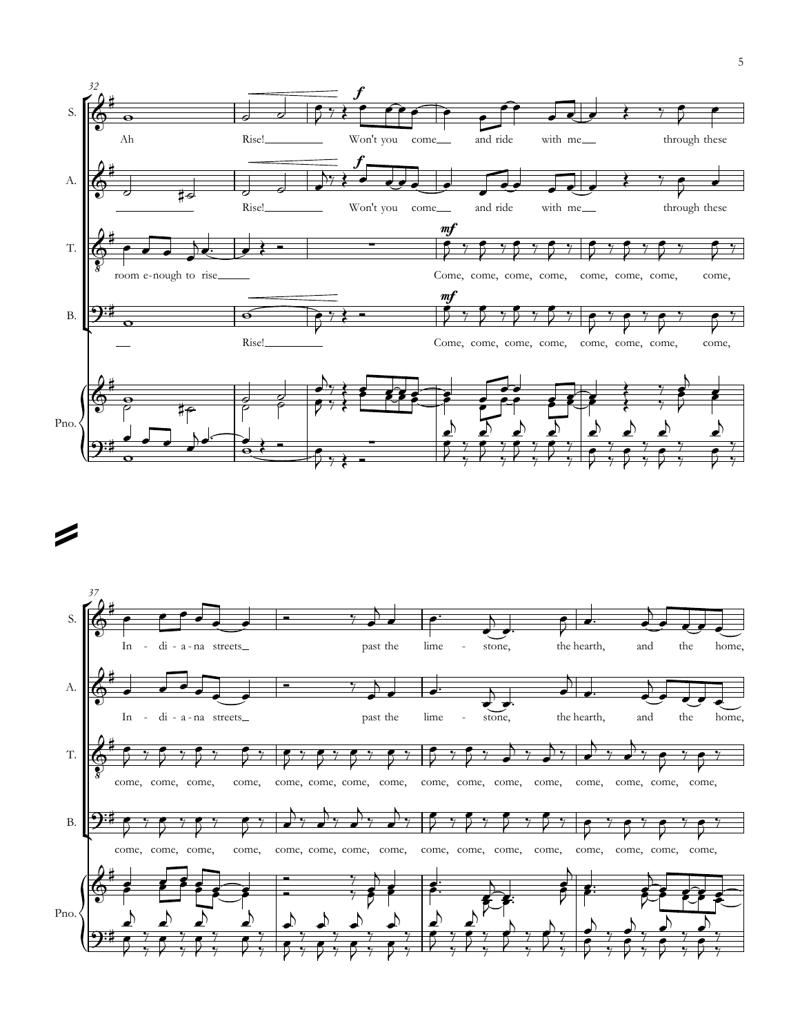**32**

S. Ah | Rise! | Won't you come and ride with me through these

A. Rise! | Won't you come and ride with me through these

T. room e-nough to rise | Come, come, come, come, come, come, come, come,

B. Rise! | Come, come, come, come, come, come, come, come,

Pno.

**37**

S. In - di - a - na streets past the lime - stone, the hearth, and the home,

A. In - di - a - na streets past the lime - stone, the hearth, and the home,

T. come, come, come, come, come, come, come, come, come, come, come, come, come, come, come, come,

B. come, come, come, come, come, come, come, come, come, come, come, come, come, come, come, come,

Pno.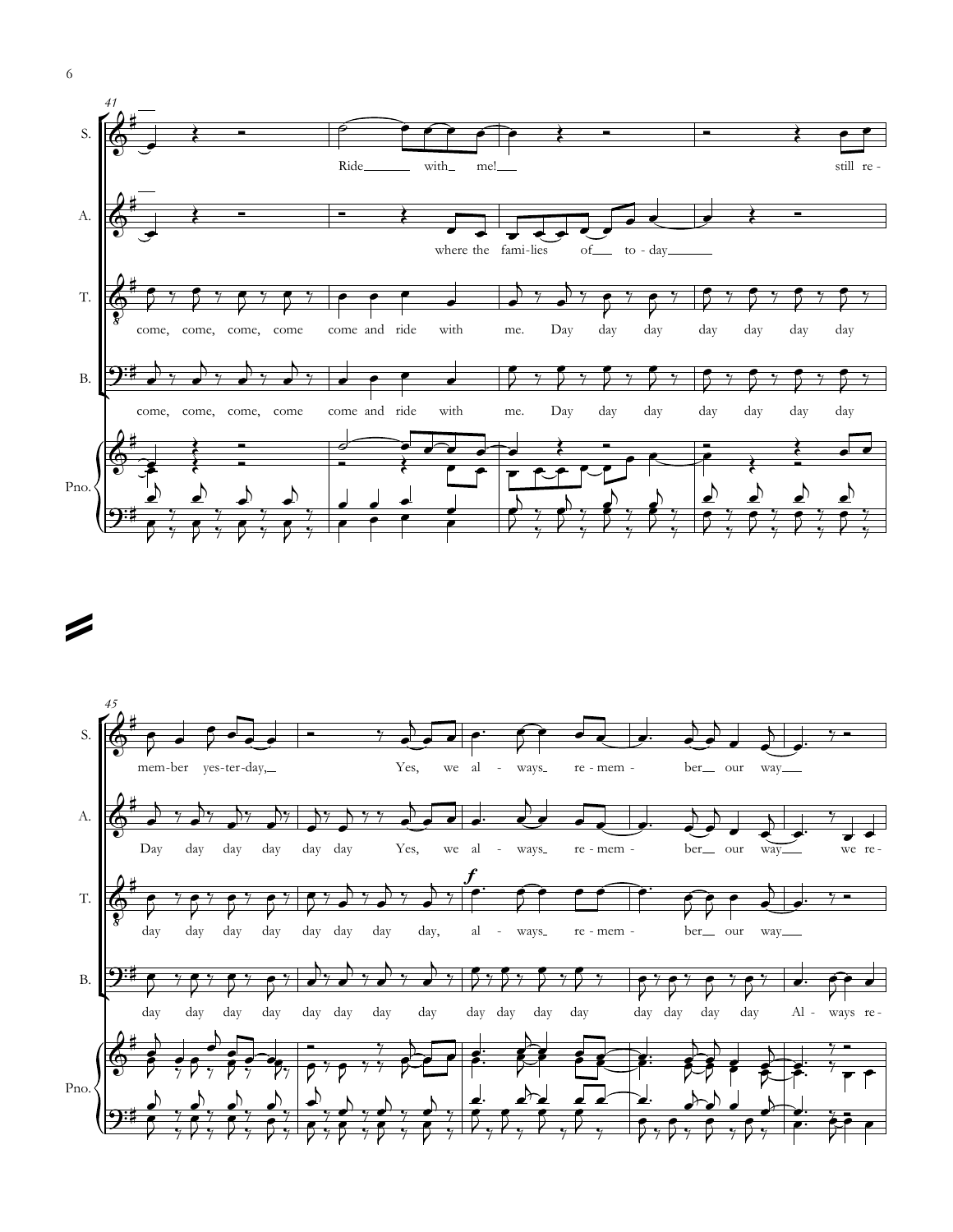41

S. Ride with me! still re-

A. where the fami-lies of to-day

T. come, come, come, come come and ride with me. Day day day day day day day

B. come, come, come, come come and ride with me. Day day day day day day day

Pno.

45

S. mem-ber yes-ter-day, Yes, we al - ways re-mem - ber our way

A. Day day day day day day Yes, we al - ways re-mem - ber our way we re-

T. day day day day day day day day, *f* al - ways re-mem - ber our way

B. day day day day day day day day day day day day day day day day Al - ways re-

Pno.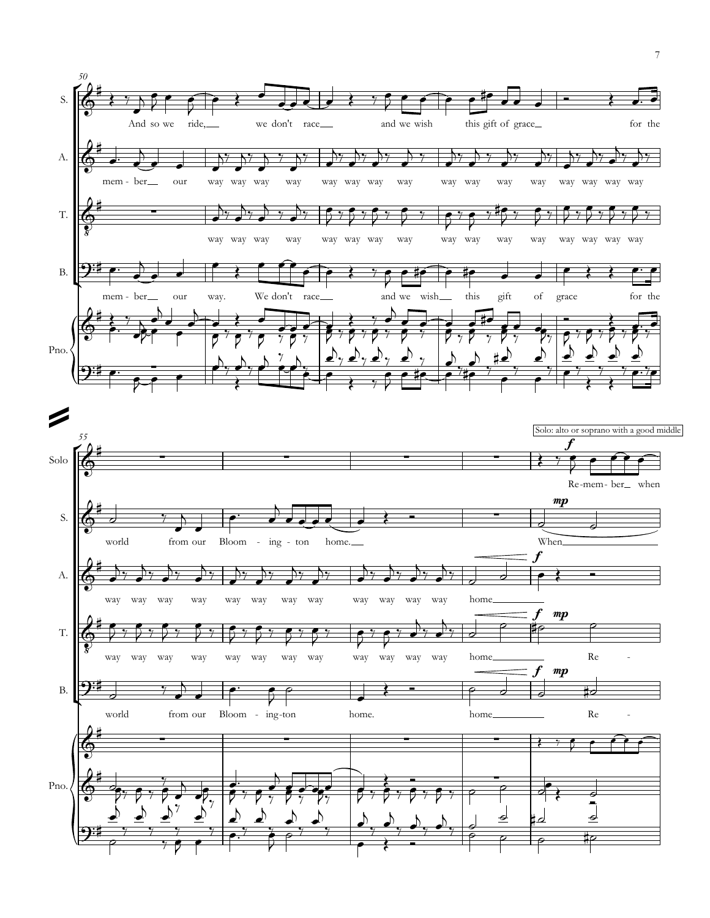**System 1 (m. 50)**

S.: And so we ride, we don't race and we wish this gift of grace for the

A.: mem - ber our way way way way way way way way way way way way way way way way

T.: way way way way way way way way way way way way way way way way

B.: mem - ber our way. We don't race and we wish this gift of grace for the

Pno.

**System 2 (m. 55)**

Solo: alto or soprano with a good middle

Solo: *f* Re-mem - ber when

S.: world from our Bloom - ing - ton home. *mp* When

A.: way way way way way way way way way way way way home *f*

T.: way way way way way way way way way way way way home *f* *mp* Re -

B.: world from our Bloom - ing-ton home. home *f* *mp* Re -

Pno.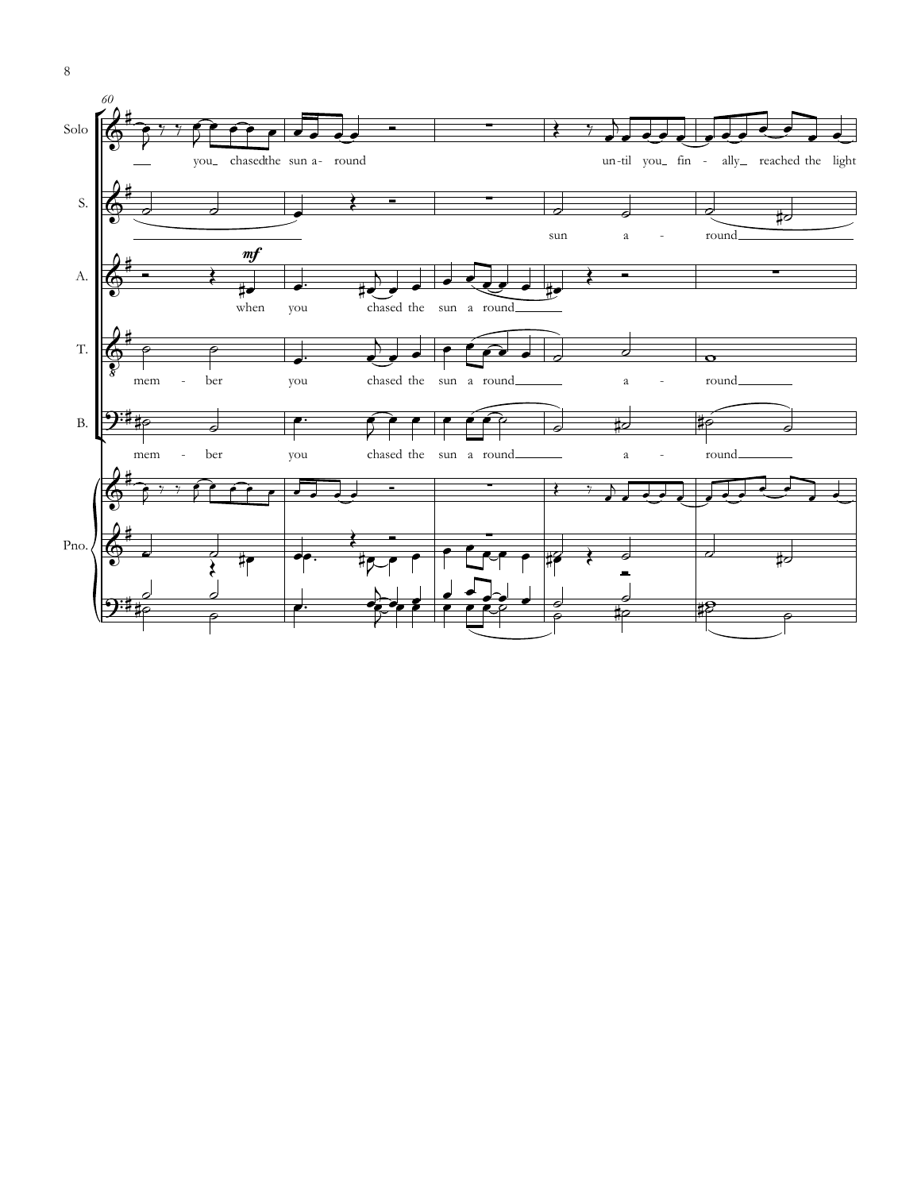Solo: you chased the sun a- round … un-til you fin - ally reached the light

S.: sun a - round

A.: when you chased the sun a round

T.: mem - ber you chased the sun a round a - round

B.: mem - ber you chased the sun a round a - round

Pno.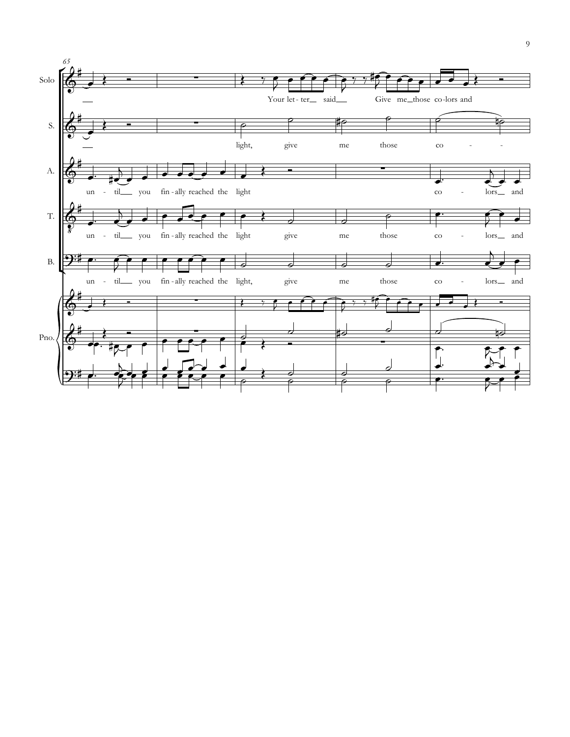65

Solo: Your let - ter said Give me those co - lors and

S.: light, give me those co -

A.: un - til you fin - ally reached the light co - lors and

T.: un - til you fin - ally reached the light give me those co - lors and

B.: un - til you fin - ally reached the light, give me those co - lors and

Pno.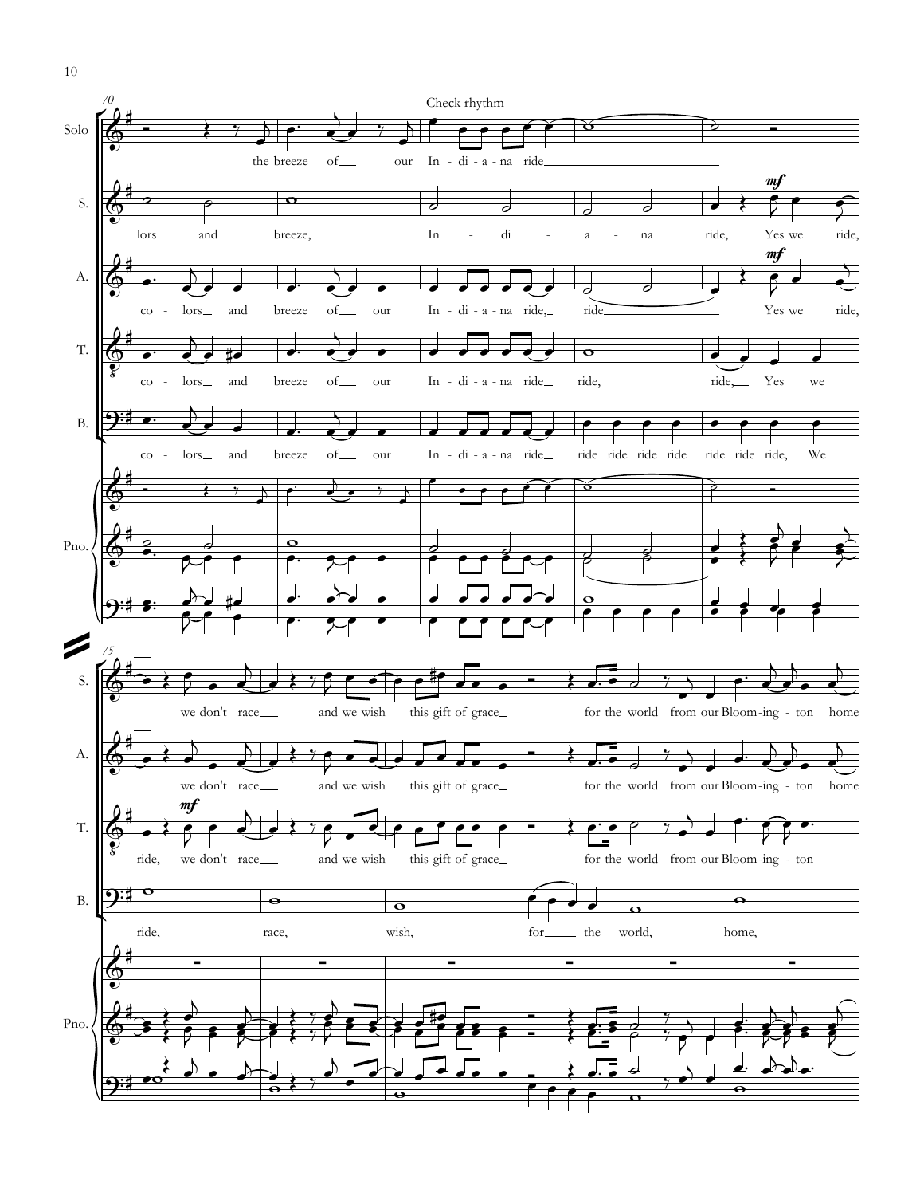Check rhythm

Solo: the breeze of our In - di - a - na ride

S.: lors and breeze, In - di - a - na ride, Yes we ride,

A.: co - lors and breeze of our In - di - a - na ride, ride Yes we ride,

T.: co - lors and breeze of our In - di - a - na ride ride, ride, Yes we

B.: co - lors and breeze of our In - di - a - na ride ride ride ride ride ride ride ride, We

Pno.

S.: we don't race and we wish this gift of grace for the world from our Bloom - ing - ton home

A.: we don't race and we wish this gift of grace for the world from our Bloom - ing - ton home

T.: ride, we don't race and we wish this gift of grace for the world from our Bloom - ing - ton

B.: ride, race, wish, for the world, home,

Pno.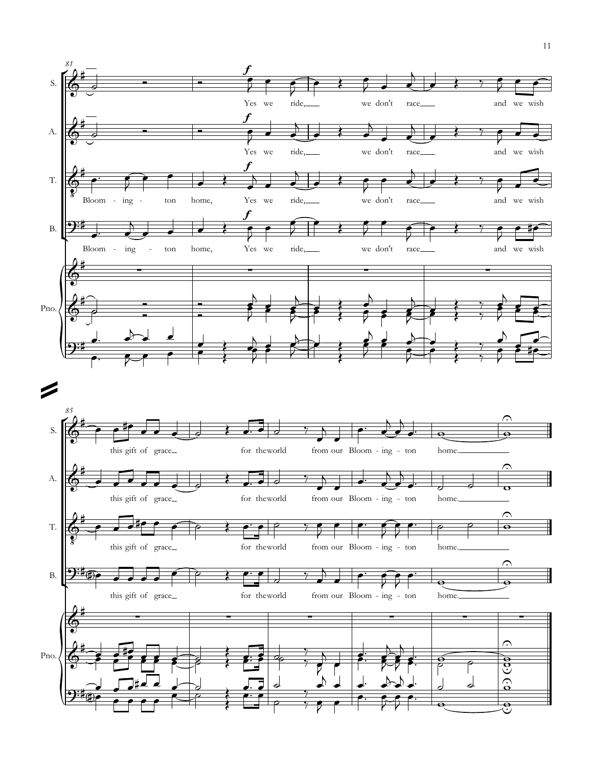S.

A.

T.

B.

Pno.

Yes we ride, we don't race and we wish

Bloom - ing - ton home, Yes we ride, we don't race and we wish

this gift of grace for the world from our Bloom - ing - ton home.